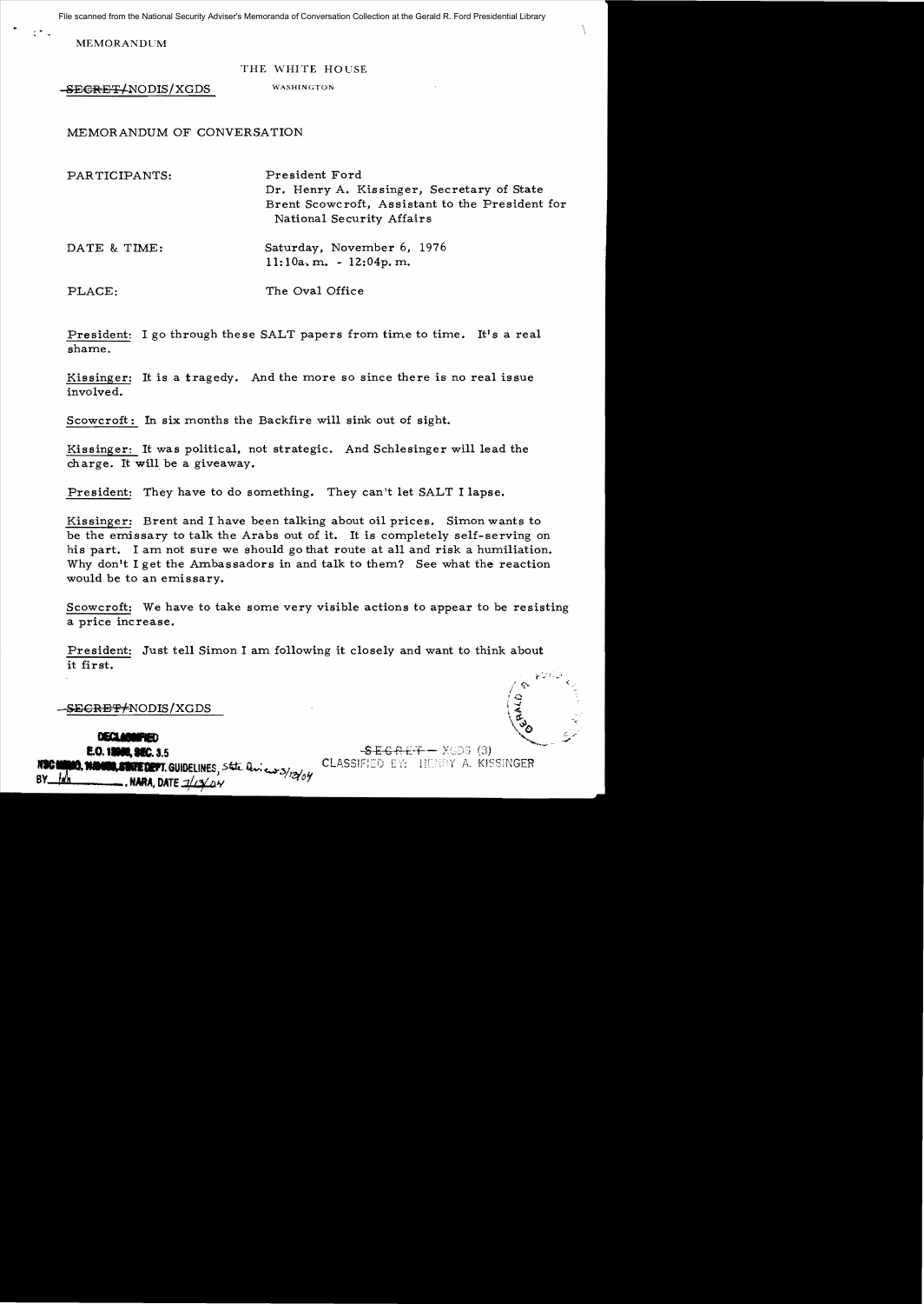File scanned from the National Security Adviser's Memoranda of Conversation Collection at the Gerald R. Ford Presidential Library

MEMORANDUM

THE WHITE HOUSE

~~SECRET~~/NODIS/XGDS WASHINGTON

MEMORANDUM OF CONVERSATION

| | |
|---|---|
| PARTICIPANTS: | President Ford<br>Dr. Henry A. Kissinger, Secretary of State<br>Brent Scowcroft, Assistant to the President for National Security Affairs |
| DATE & TIME: | Saturday, November 6, 1976<br>11:10a.m. - 12:04p.m. |
| PLACE: | The Oval Office |

President: I go through these SALT papers from time to time. It's a real shame.

Kissinger: It is a tragedy. And the more so since there is no real issue involved.

Scowcroft: In six months the Backfire will sink out of sight.

Kissinger: It was political, not strategic. And Schlesinger will lead the charge. It will be a giveaway.

President: They have to do something. They can't let SALT I lapse.

Kissinger: Brent and I have been talking about oil prices. Simon wants to be the emissary to talk the Arabs out of it. It is completely self-serving on his part. I am not sure we should go that route at all and risk a humiliation. Why don't I get the Ambassadors in and talk to them? See what the reaction would be to an emissary.

Scowcroft: We have to take some very visible actions to appear to be resisting a price increase.

President: Just tell Simon I am following it closely and want to think about it first.

~~SECRET~~/NODIS/XGDS

DECLASSIFIED
E.O. 12958, SEC. 3.5
NSC MEMO, 11/24/98, STATE DEPT. GUIDELINES, State Review 3/12/04
BY lah, NARA, DATE 7/13/04

~~SECRET~~ — XGDS (3)
CLASSIFIED BY: HENRY A. KISSINGER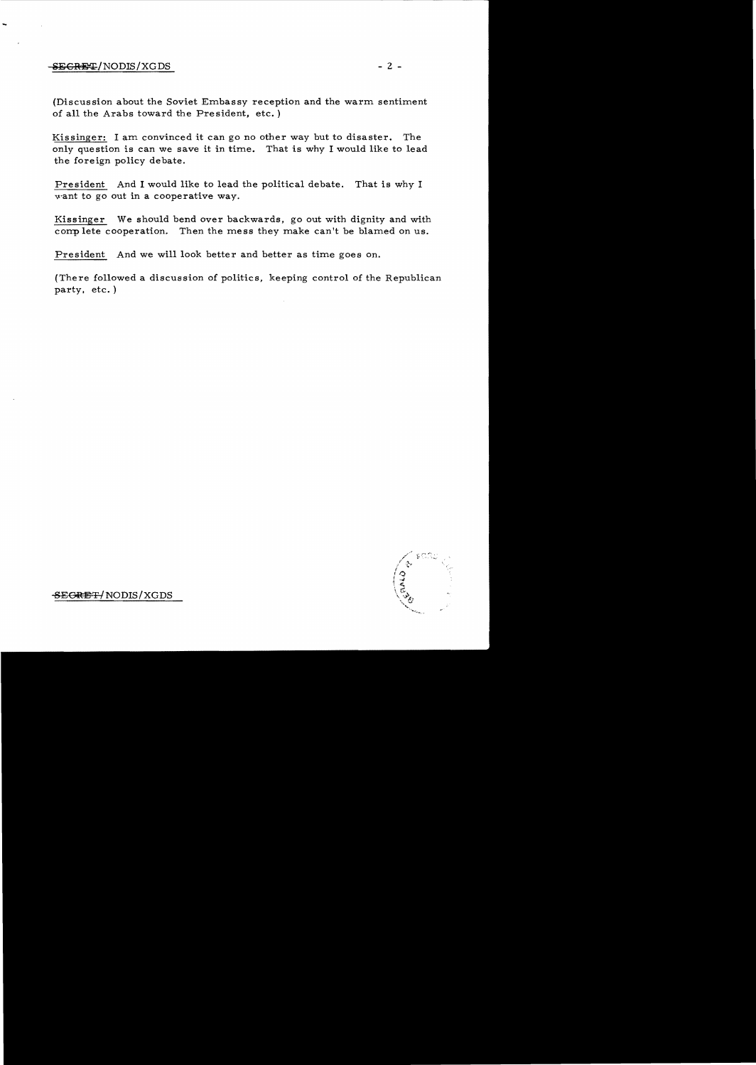(Discussion about the Soviet Embassy reception and the warm sentiment of all the Arabs toward the President, etc.)

Kissinger: I am convinced it can go no other way but to disaster. The only question is can we save it in time. That is why I would like to lead the foreign policy debate.

President And I would like to lead the political debate. That is why I want to go out in a cooperative way.

Kissinger We should bend over backwards, go out with dignity and with complete cooperation. Then the mess they make can't be blamed on us.

President And we will look better and better as time goes on.

(There followed a discussion of politics, keeping control of the Republican party, etc.)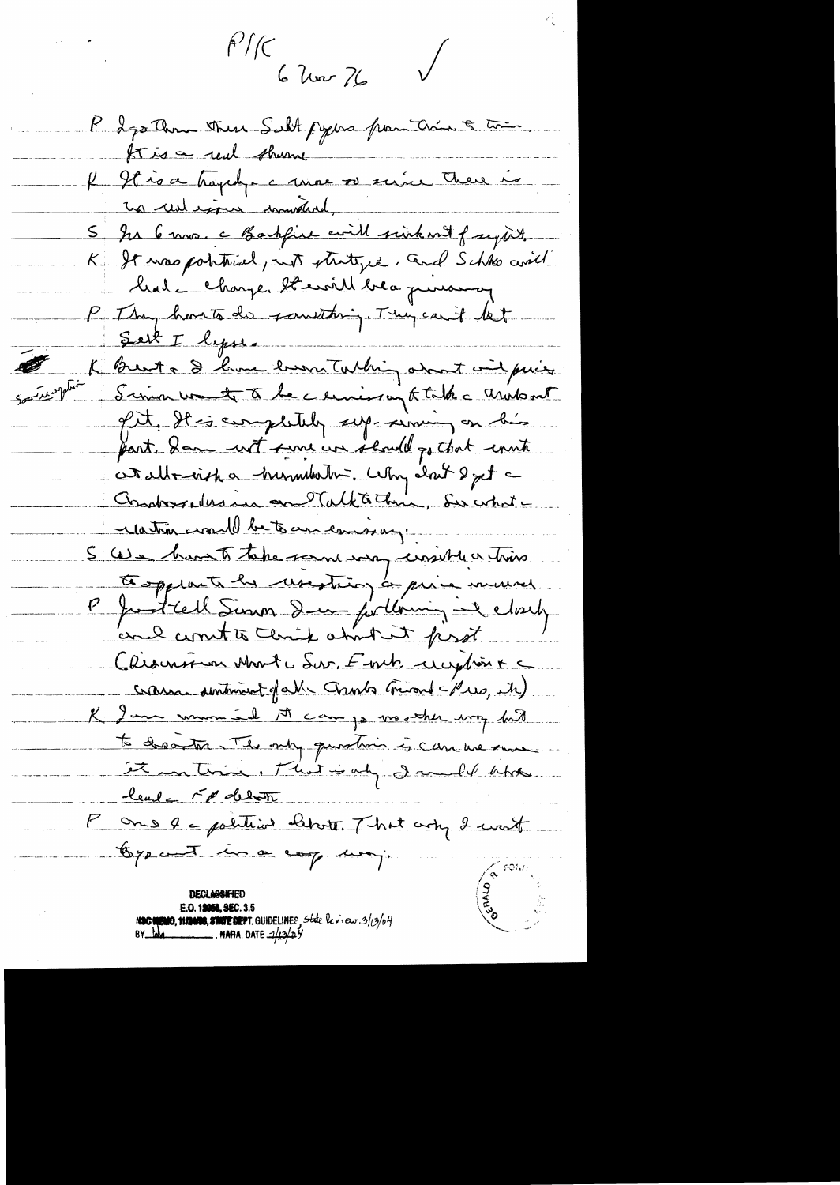P/K
6 Nov 76

P I got them their Salt papers from Crim & Tri. It is a real shame

K It is a tragedy – a man so nice there is no real issue involved.

S In 6 mos. c Backfire will sink out of sight.

K It was political, not strategic. And Schles will lead c charge. It will be a primary

P They have to do something. They can't let Salt I lapse.

K Brent & I have been talking about oil prices. Simon wants to be c emissary to talk c Arabs out of it. He is completely self-serving on his part. I am not sure we should go that route at all – risk a humiliation. Why don't I get c ambassadors in and talk to them. See what c reaction would be to an emissary.

S We have to take some very visible actions to appear to be resisting a price increase.

P Just tell Simon I am following it closely and want to think about it first.

(Discussion about c Sov. Emb. reception & c warm sentiment of all Arabs toward c Pres, etc)

K I am worried it can go one other way but to disaster. The only question is can we save it in time. That is why I would like leader of P delete

P Ones of c political debate. That's why I want Egypt in a cap way.

DECLASSIFIED
E.O. 12958, SEC. 3.5
NSC MEMO, 11/24/98, STATE DEPT. GUIDELINES State Review 3/10/04
BY [initials] NARA, DATE 4/13/04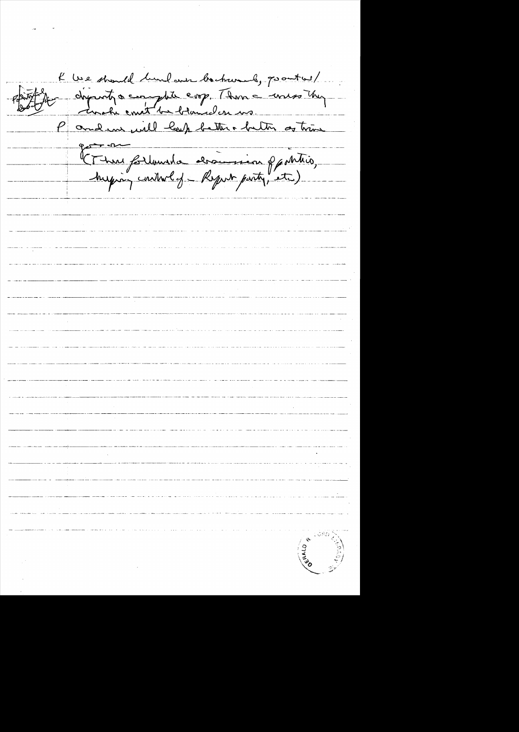K We should lean over backwards, go out w/ dignity & complete coop. Then - unless they make cont't be blamed on us.

P And we will look better & better as time goes on

(Then followed a discussion of politics, keeping control of Repub party, etc.)